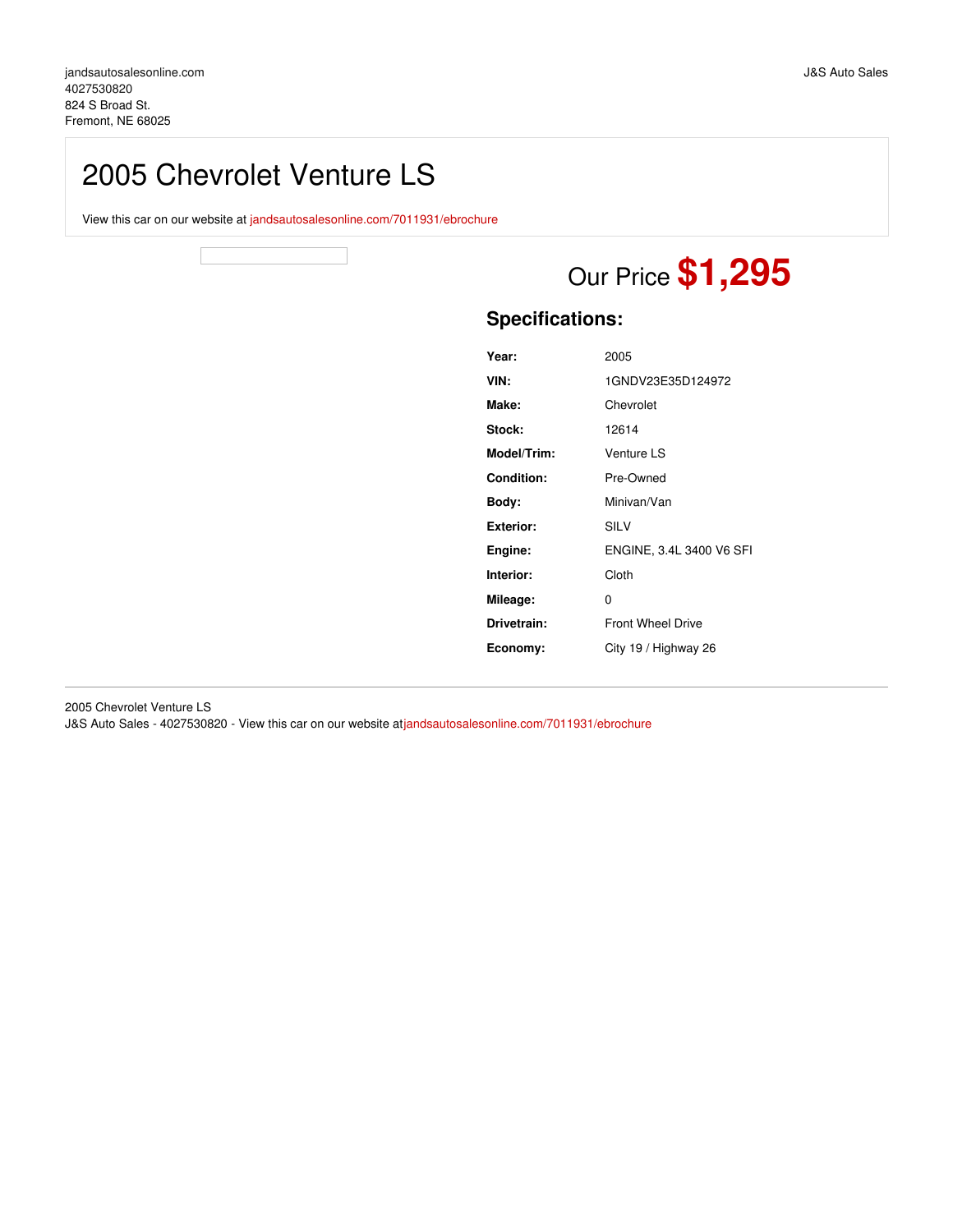jandsautosalesonline.com
4027530820
824 S Broad St.
Fremont, NE 68025

J&S Auto Sales

# 2005 Chevrolet Venture LS

View this car on our website at jandsautosalesonline.com/7011931/ebrochure

Our Price **$1,295**

## Specifications:

| | |
|---|---|
| **Year:** | 2005 |
| **VIN:** | 1GNDV23E35D124972 |
| **Make:** | Chevrolet |
| **Stock:** | 12614 |
| **Model/Trim:** | Venture LS |
| **Condition:** | Pre-Owned |
| **Body:** | Minivan/Van |
| **Exterior:** | SILV |
| **Engine:** | ENGINE, 3.4L 3400 V6 SFI |
| **Interior:** | Cloth |
| **Mileage:** | 0 |
| **Drivetrain:** | Front Wheel Drive |
| **Economy:** | City 19 / Highway 26 |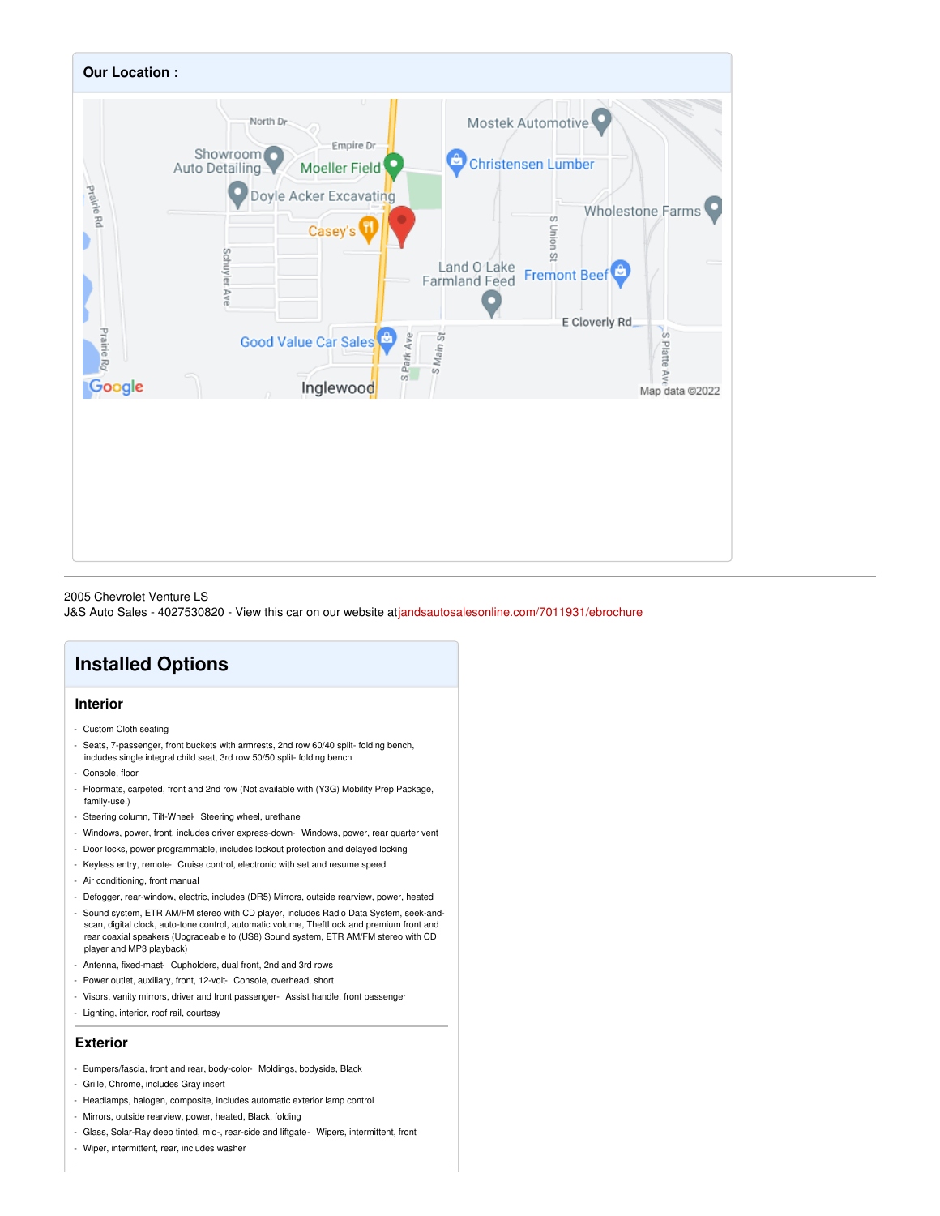## Our Location :

2005 Chevrolet Venture LS
J&S Auto Sales - 4027530820 - View this car on our website at jandsautosalesonline.com/7011931/ebrochure

# Installed Options

## Interior

- Custom Cloth seating
- Seats, 7-passenger, front buckets with armrests, 2nd row 60/40 split- folding bench, includes single integral child seat, 3rd row 50/50 split- folding bench
- Console, floor
- Floormats, carpeted, front and 2nd row (Not available with (Y3G) Mobility Prep Package, family-use.)
- Steering column, Tilt-Wheel- Steering wheel, urethane
- Windows, power, front, includes driver express-down- Windows, power, rear quarter vent
- Door locks, power programmable, includes lockout protection and delayed locking
- Keyless entry, remote- Cruise control, electronic with set and resume speed
- Air conditioning, front manual
- Defogger, rear-window, electric, includes (DR5) Mirrors, outside rearview, power, heated
- Sound system, ETR AM/FM stereo with CD player, includes Radio Data System, seek-and-scan, digital clock, auto-tone control, automatic volume, TheftLock and premium front and rear coaxial speakers (Upgradeable to (US8) Sound system, ETR AM/FM stereo with CD player and MP3 playback)
- Antenna, fixed-mast- Cupholders, dual front, 2nd and 3rd rows
- Power outlet, auxiliary, front, 12-volt- Console, overhead, short
- Visors, vanity mirrors, driver and front passenger- Assist handle, front passenger
- Lighting, interior, roof rail, courtesy

## Exterior

- Bumpers/fascia, front and rear, body-color- Moldings, bodyside, Black
- Grille, Chrome, includes Gray insert
- Headlamps, halogen, composite, includes automatic exterior lamp control
- Mirrors, outside rearview, power, heated, Black, folding
- Glass, Solar-Ray deep tinted, mid-, rear-side and liftgate- Wipers, intermittent, front
- Wiper, intermittent, rear, includes washer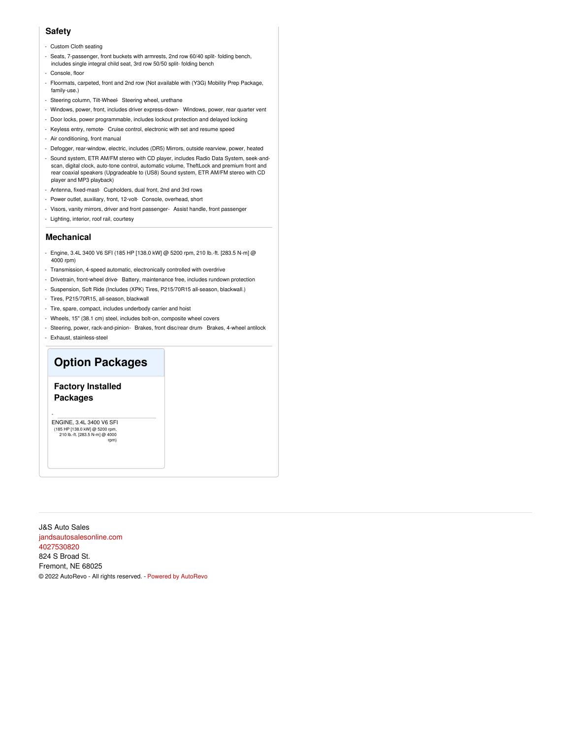## Safety

- Custom Cloth seating
- Seats, 7-passenger, front buckets with armrests, 2nd row 60/40 split- folding bench, includes single integral child seat, 3rd row 50/50 split- folding bench
- Console, floor
- Floormats, carpeted, front and 2nd row (Not available with (Y3G) Mobility Prep Package, family-use.)
- Steering column, Tilt-Wheel- Steering wheel, urethane
- Windows, power, front, includes driver express-down- Windows, power, rear quarter vent
- Door locks, power programmable, includes lockout protection and delayed locking
- Keyless entry, remote- Cruise control, electronic with set and resume speed
- Air conditioning, front manual
- Defogger, rear-window, electric, includes (DR5) Mirrors, outside rearview, power, heated
- Sound system, ETR AM/FM stereo with CD player, includes Radio Data System, seek-and-scan, digital clock, auto-tone control, automatic volume, TheftLock and premium front and rear coaxial speakers (Upgradeable to (US8) Sound system, ETR AM/FM stereo with CD player and MP3 playback)
- Antenna, fixed-mast- Cupholders, dual front, 2nd and 3rd rows
- Power outlet, auxiliary, front, 12-volt- Console, overhead, short
- Visors, vanity mirrors, driver and front passenger- Assist handle, front passenger
- Lighting, interior, roof rail, courtesy

## Mechanical

- Engine, 3.4L 3400 V6 SFI (185 HP [138.0 kW] @ 5200 rpm, 210 lb.-ft. [283.5 N-m] @ 4000 rpm)
- Transmission, 4-speed automatic, electronically controlled with overdrive
- Drivetrain, front-wheel drive- Battery, maintenance free, includes rundown protection
- Suspension, Soft Ride (Includes (XPK) Tires, P215/70R15 all-season, blackwall.)
- Tires, P215/70R15, all-season, blackwall
- Tire, spare, compact, includes underbody carrier and hoist
- Wheels, 15" (38.1 cm) steel, includes bolt-on, composite wheel covers
- Steering, power, rack-and-pinion- Brakes, front disc/rear drum- Brakes, 4-wheel antilock
- Exhaust, stainless-steel

# Option Packages

### Factory Installed Packages

-

ENGINE, 3.4L 3400 V6 SFI
(185 HP [138.0 kW] @ 5200 rpm, 210 lb.-ft. [283.5 N-m] @ 4000 rpm)

J&S Auto Sales
jandsautosalesonline.com
4027530820
824 S Broad St.
Fremont, NE 68025
© 2022 AutoRevo - All rights reserved. - Powered by AutoRevo